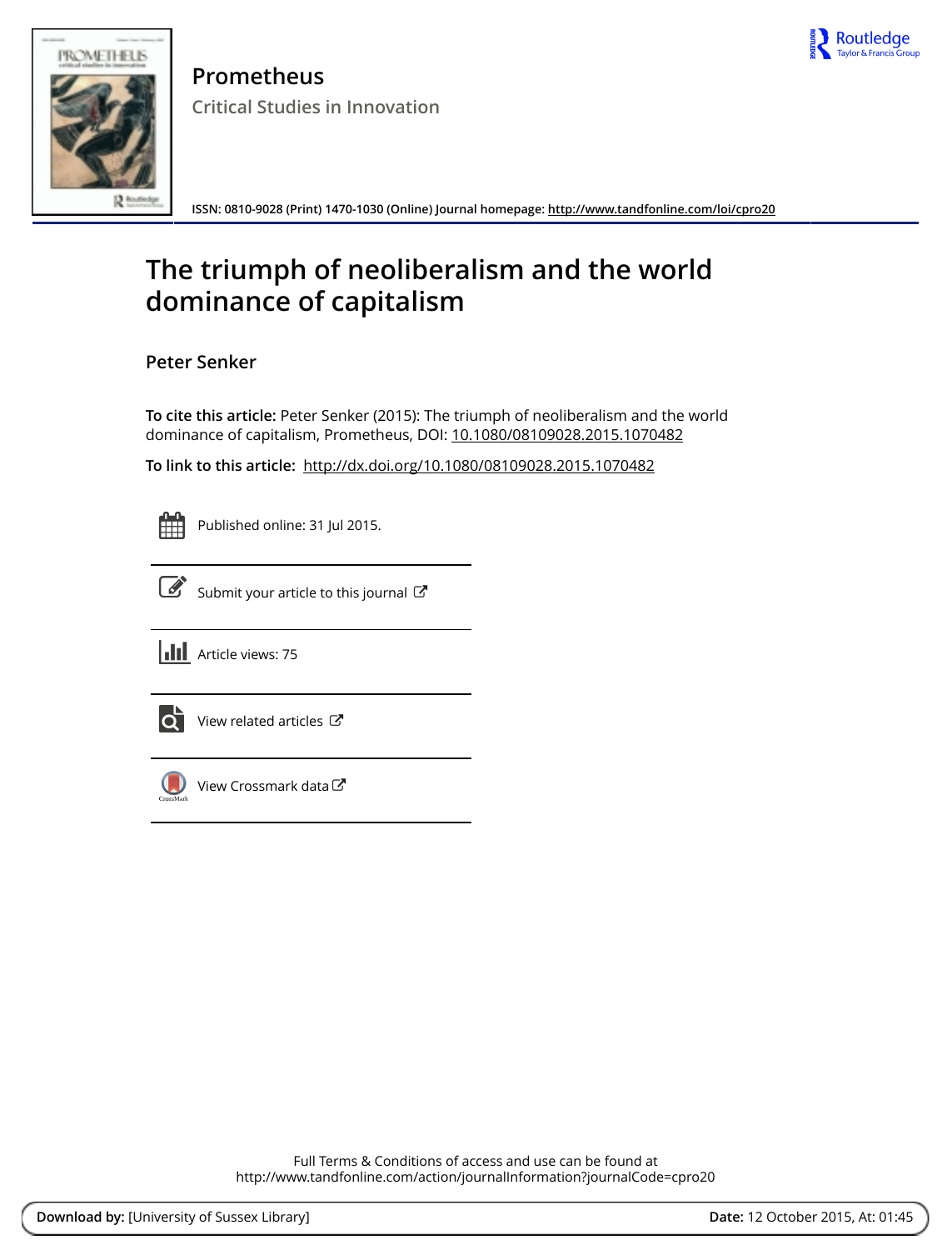**Prometheus**

Critical Studies in Innovation

ISSN: 0810-9028 (Print) 1470-1030 (Online) Journal homepage: http://www.tandfonline.com/loi/cpro20

# The triumph of neoliberalism and the world dominance of capitalism

**Peter Senker**

**To cite this article:** Peter Senker (2015): The triumph of neoliberalism and the world dominance of capitalism, Prometheus, DOI: 10.1080/08109028.2015.1070482

**To link to this article:** http://dx.doi.org/10.1080/08109028.2015.1070482

Published online: 31 Jul 2015.

Submit your article to this journal

Article views: 75

View related articles

View Crossmark data

Full Terms & Conditions of access and use can be found at http://www.tandfonline.com/action/journalInformation?journalCode=cpro20

**Download by:** [University of Sussex Library] **Date:** 12 October 2015, At: 01:45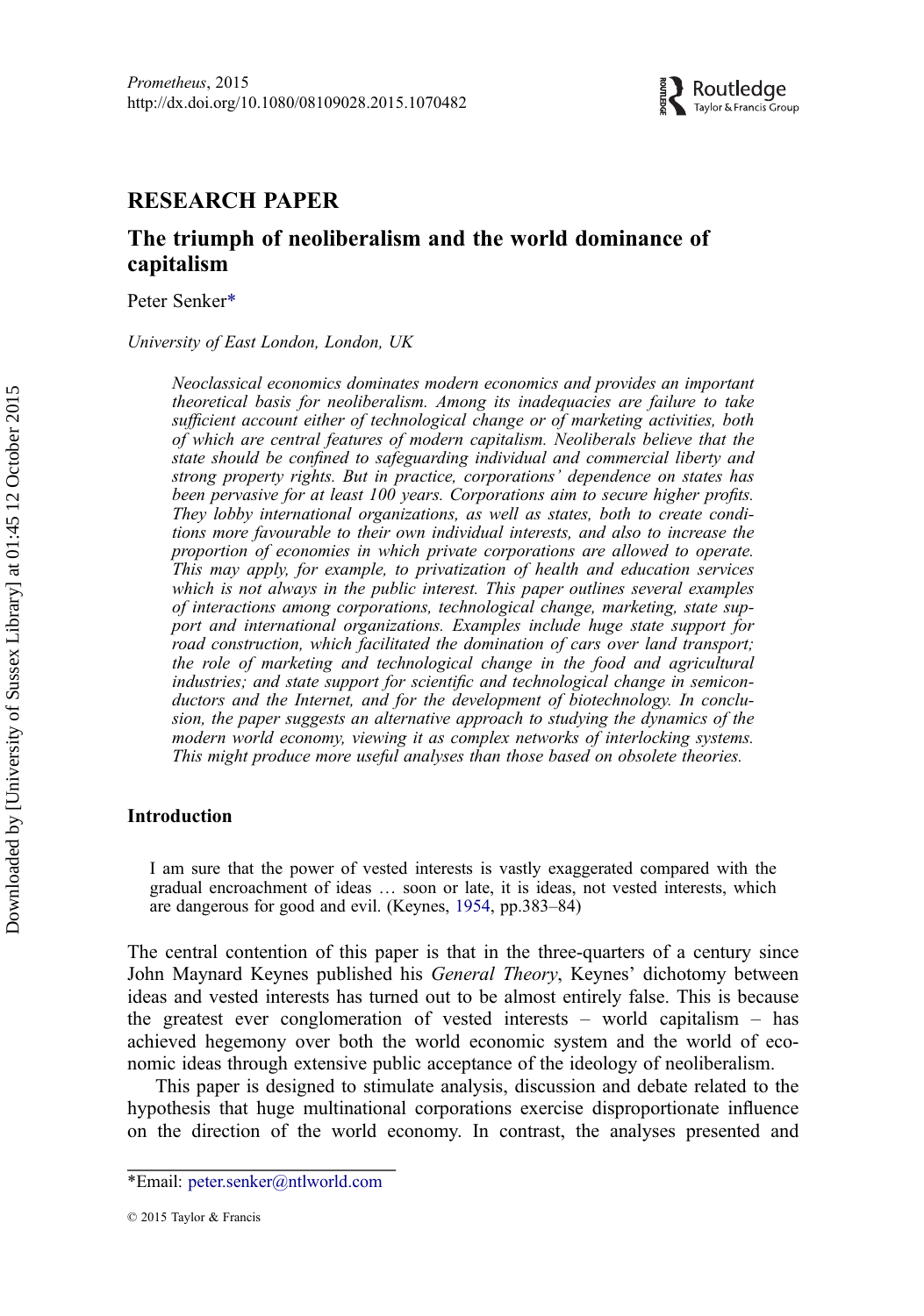# RESEARCH PAPER

## The triumph of neoliberalism and the world dominance of capitalism

Peter Senker*

*University of East London, London, UK*

*Neoclassical economics dominates modern economics and provides an important theoretical basis for neoliberalism. Among its inadequacies are failure to take sufficient account either of technological change or of marketing activities, both of which are central features of modern capitalism. Neoliberals believe that the state should be confined to safeguarding individual and commercial liberty and strong property rights. But in practice, corporations' dependence on states has been pervasive for at least 100 years. Corporations aim to secure higher profits. They lobby international organizations, as well as states, both to create conditions more favourable to their own individual interests, and also to increase the proportion of economies in which private corporations are allowed to operate. This may apply, for example, to privatization of health and education services which is not always in the public interest. This paper outlines several examples of interactions among corporations, technological change, marketing, state support and international organizations. Examples include huge state support for road construction, which facilitated the domination of cars over land transport; the role of marketing and technological change in the food and agricultural industries; and state support for scientific and technological change in semiconductors and the Internet, and for the development of biotechnology. In conclusion, the paper suggests an alternative approach to studying the dynamics of the modern world economy, viewing it as complex networks of interlocking systems. This might produce more useful analyses than those based on obsolete theories.*

### Introduction

> I am sure that the power of vested interests is vastly exaggerated compared with the gradual encroachment of ideas … soon or late, it is ideas, not vested interests, which are dangerous for good and evil. (Keynes, 1954, pp.383–84)

The central contention of this paper is that in the three-quarters of a century since John Maynard Keynes published his *General Theory*, Keynes' dichotomy between ideas and vested interests has turned out to be almost entirely false. This is because the greatest ever conglomeration of vested interests – world capitalism – has achieved hegemony over both the world economic system and the world of economic ideas through extensive public acceptance of the ideology of neoliberalism.

This paper is designed to stimulate analysis, discussion and debate related to the hypothesis that huge multinational corporations exercise disproportionate influence on the direction of the world economy. In contrast, the analyses presented and

---

*Email: peter.senker@ntlworld.com

© 2015 Taylor & Francis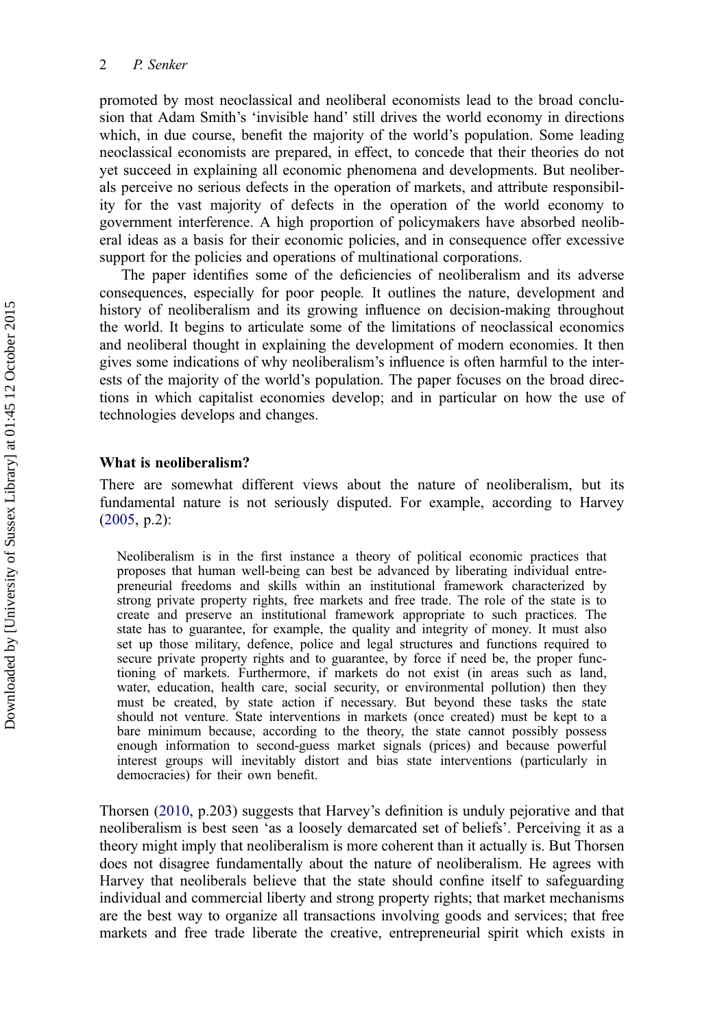promoted by most neoclassical and neoliberal economists lead to the broad conclusion that Adam Smith's 'invisible hand' still drives the world economy in directions which, in due course, benefit the majority of the world's population. Some leading neoclassical economists are prepared, in effect, to concede that their theories do not yet succeed in explaining all economic phenomena and developments. But neoliberals perceive no serious defects in the operation of markets, and attribute responsibility for the vast majority of defects in the operation of the world economy to government interference. A high proportion of policymakers have absorbed neoliberal ideas as a basis for their economic policies, and in consequence offer excessive support for the policies and operations of multinational corporations.

The paper identifies some of the deficiencies of neoliberalism and its adverse consequences, especially for poor people. It outlines the nature, development and history of neoliberalism and its growing influence on decision-making throughout the world. It begins to articulate some of the limitations of neoclassical economics and neoliberal thought in explaining the development of modern economies. It then gives some indications of why neoliberalism's influence is often harmful to the interests of the majority of the world's population. The paper focuses on the broad directions in which capitalist economies develop; and in particular on how the use of technologies develops and changes.

## What is neoliberalism?

There are somewhat different views about the nature of neoliberalism, but its fundamental nature is not seriously disputed. For example, according to Harvey (2005, p.2):

> Neoliberalism is in the first instance a theory of political economic practices that proposes that human well-being can best be advanced by liberating individual entrepreneurial freedoms and skills within an institutional framework characterized by strong private property rights, free markets and free trade. The role of the state is to create and preserve an institutional framework appropriate to such practices. The state has to guarantee, for example, the quality and integrity of money. It must also set up those military, defence, police and legal structures and functions required to secure private property rights and to guarantee, by force if need be, the proper functioning of markets. Furthermore, if markets do not exist (in areas such as land, water, education, health care, social security, or environmental pollution) then they must be created, by state action if necessary. But beyond these tasks the state should not venture. State interventions in markets (once created) must be kept to a bare minimum because, according to the theory, the state cannot possibly possess enough information to second-guess market signals (prices) and because powerful interest groups will inevitably distort and bias state interventions (particularly in democracies) for their own benefit.

Thorsen (2010, p.203) suggests that Harvey's definition is unduly pejorative and that neoliberalism is best seen 'as a loosely demarcated set of beliefs'. Perceiving it as a theory might imply that neoliberalism is more coherent than it actually is. But Thorsen does not disagree fundamentally about the nature of neoliberalism. He agrees with Harvey that neoliberals believe that the state should confine itself to safeguarding individual and commercial liberty and strong property rights; that market mechanisms are the best way to organize all transactions involving goods and services; that free markets and free trade liberate the creative, entrepreneurial spirit which exists in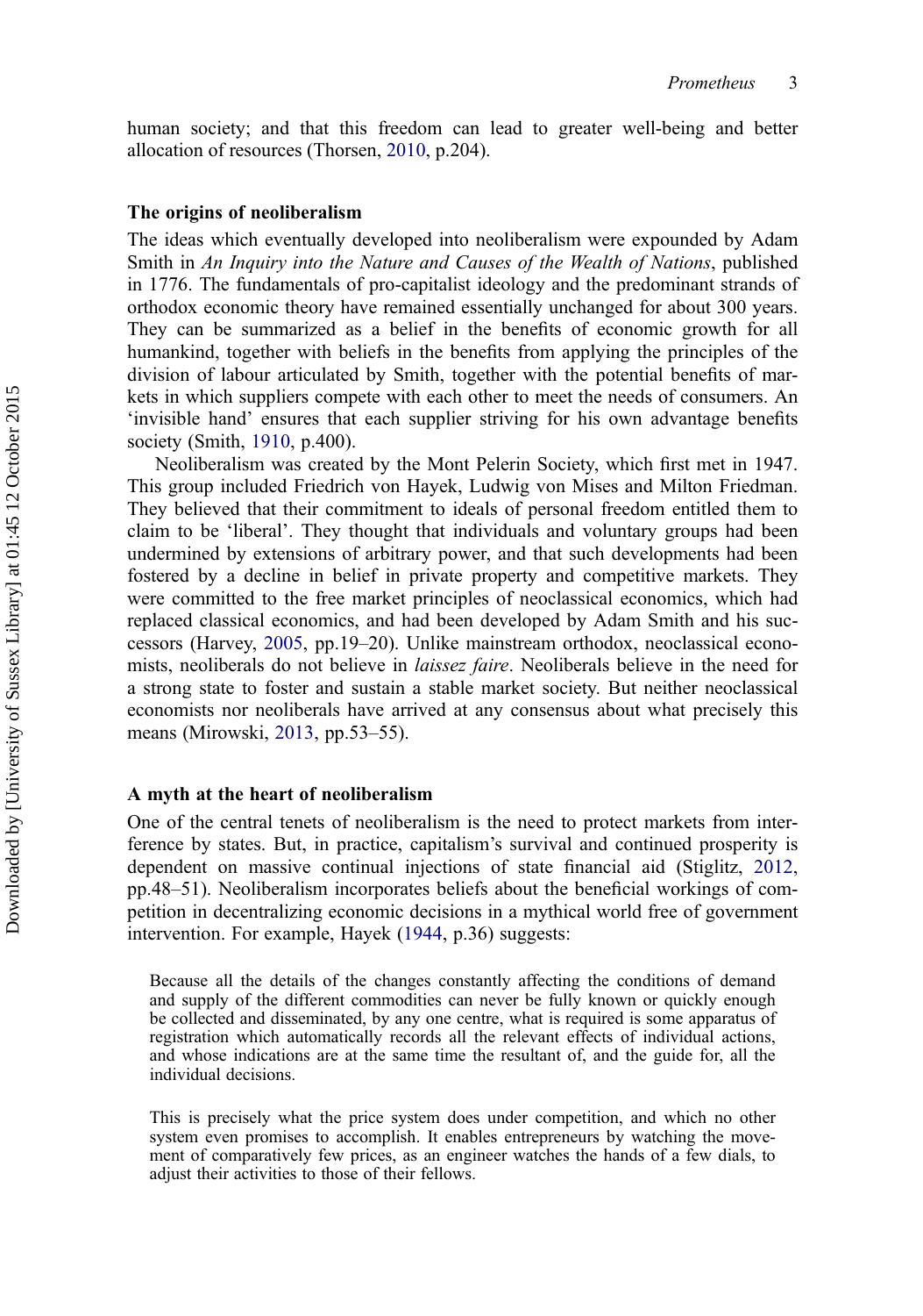human society; and that this freedom can lead to greater well-being and better allocation of resources (Thorsen, 2010, p.204).

### The origins of neoliberalism

The ideas which eventually developed into neoliberalism were expounded by Adam Smith in *An Inquiry into the Nature and Causes of the Wealth of Nations*, published in 1776. The fundamentals of pro-capitalist ideology and the predominant strands of orthodox economic theory have remained essentially unchanged for about 300 years. They can be summarized as a belief in the benefits of economic growth for all humankind, together with beliefs in the benefits from applying the principles of the division of labour articulated by Smith, together with the potential benefits of markets in which suppliers compete with each other to meet the needs of consumers. An 'invisible hand' ensures that each supplier striving for his own advantage benefits society (Smith, 1910, p.400).

Neoliberalism was created by the Mont Pelerin Society, which first met in 1947. This group included Friedrich von Hayek, Ludwig von Mises and Milton Friedman. They believed that their commitment to ideals of personal freedom entitled them to claim to be 'liberal'. They thought that individuals and voluntary groups had been undermined by extensions of arbitrary power, and that such developments had been fostered by a decline in belief in private property and competitive markets. They were committed to the free market principles of neoclassical economics, which had replaced classical economics, and had been developed by Adam Smith and his successors (Harvey, 2005, pp.19–20). Unlike mainstream orthodox, neoclassical economists, neoliberals do not believe in *laissez faire*. Neoliberals believe in the need for a strong state to foster and sustain a stable market society. But neither neoclassical economists nor neoliberals have arrived at any consensus about what precisely this means (Mirowski, 2013, pp.53–55).

### A myth at the heart of neoliberalism

One of the central tenets of neoliberalism is the need to protect markets from interference by states. But, in practice, capitalism's survival and continued prosperity is dependent on massive continual injections of state financial aid (Stiglitz, 2012, pp.48–51). Neoliberalism incorporates beliefs about the beneficial workings of competition in decentralizing economic decisions in a mythical world free of government intervention. For example, Hayek (1944, p.36) suggests:

> Because all the details of the changes constantly affecting the conditions of demand and supply of the different commodities can never be fully known or quickly enough be collected and disseminated, by any one centre, what is required is some apparatus of registration which automatically records all the relevant effects of individual actions, and whose indications are at the same time the resultant of, and the guide for, all the individual decisions.
>
> This is precisely what the price system does under competition, and which no other system even promises to accomplish. It enables entrepreneurs by watching the movement of comparatively few prices, as an engineer watches the hands of a few dials, to adjust their activities to those of their fellows.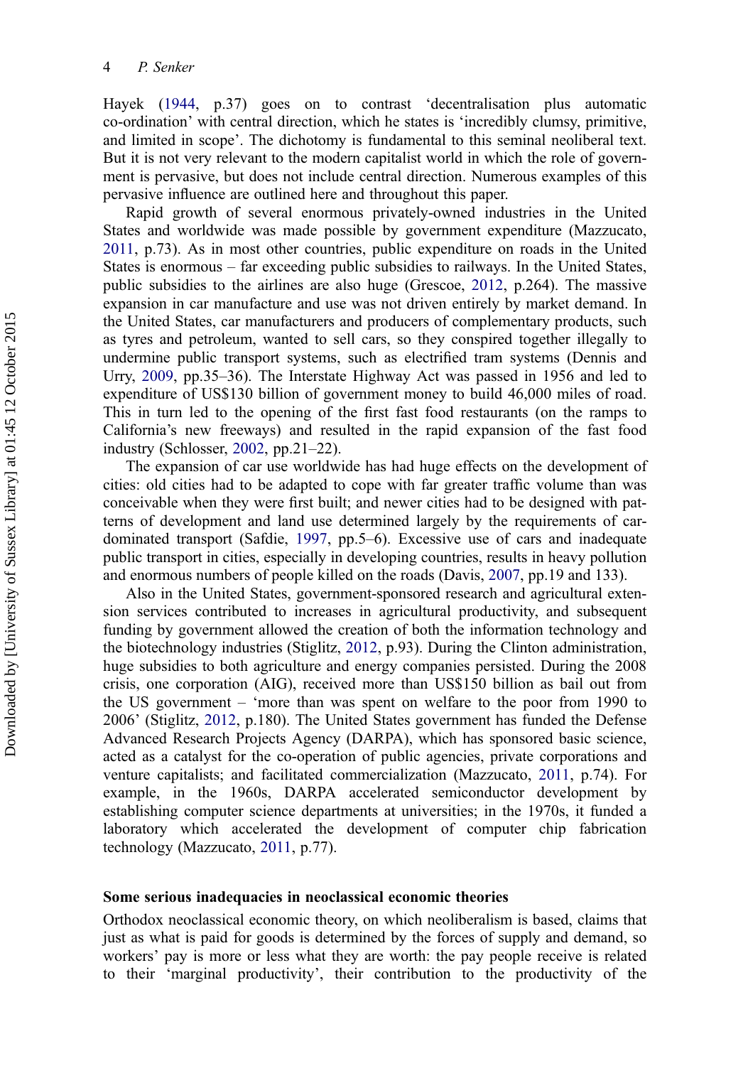Hayek (1944, p.37) goes on to contrast 'decentralisation plus automatic co-ordination' with central direction, which he states is 'incredibly clumsy, primitive, and limited in scope'. The dichotomy is fundamental to this seminal neoliberal text. But it is not very relevant to the modern capitalist world in which the role of government is pervasive, but does not include central direction. Numerous examples of this pervasive influence are outlined here and throughout this paper.

Rapid growth of several enormous privately-owned industries in the United States and worldwide was made possible by government expenditure (Mazzucato, 2011, p.73). As in most other countries, public expenditure on roads in the United States is enormous – far exceeding public subsidies to railways. In the United States, public subsidies to the airlines are also huge (Grescoe, 2012, p.264). The massive expansion in car manufacture and use was not driven entirely by market demand. In the United States, car manufacturers and producers of complementary products, such as tyres and petroleum, wanted to sell cars, so they conspired together illegally to undermine public transport systems, such as electrified tram systems (Dennis and Urry, 2009, pp.35–36). The Interstate Highway Act was passed in 1956 and led to expenditure of US$130 billion of government money to build 46,000 miles of road. This in turn led to the opening of the first fast food restaurants (on the ramps to California's new freeways) and resulted in the rapid expansion of the fast food industry (Schlosser, 2002, pp.21–22).

The expansion of car use worldwide has had huge effects on the development of cities: old cities had to be adapted to cope with far greater traffic volume than was conceivable when they were first built; and newer cities had to be designed with patterns of development and land use determined largely by the requirements of car-dominated transport (Safdie, 1997, pp.5–6). Excessive use of cars and inadequate public transport in cities, especially in developing countries, results in heavy pollution and enormous numbers of people killed on the roads (Davis, 2007, pp.19 and 133).

Also in the United States, government-sponsored research and agricultural extension services contributed to increases in agricultural productivity, and subsequent funding by government allowed the creation of both the information technology and the biotechnology industries (Stiglitz, 2012, p.93). During the Clinton administration, huge subsidies to both agriculture and energy companies persisted. During the 2008 crisis, one corporation (AIG), received more than US$150 billion as bail out from the US government – 'more than was spent on welfare to the poor from 1990 to 2006' (Stiglitz, 2012, p.180). The United States government has funded the Defense Advanced Research Projects Agency (DARPA), which has sponsored basic science, acted as a catalyst for the co-operation of public agencies, private corporations and venture capitalists; and facilitated commercialization (Mazzucato, 2011, p.74). For example, in the 1960s, DARPA accelerated semiconductor development by establishing computer science departments at universities; in the 1970s, it funded a laboratory which accelerated the development of computer chip fabrication technology (Mazzucato, 2011, p.77).

## Some serious inadequacies in neoclassical economic theories

Orthodox neoclassical economic theory, on which neoliberalism is based, claims that just as what is paid for goods is determined by the forces of supply and demand, so workers' pay is more or less what they are worth: the pay people receive is related to their 'marginal productivity', their contribution to the productivity of the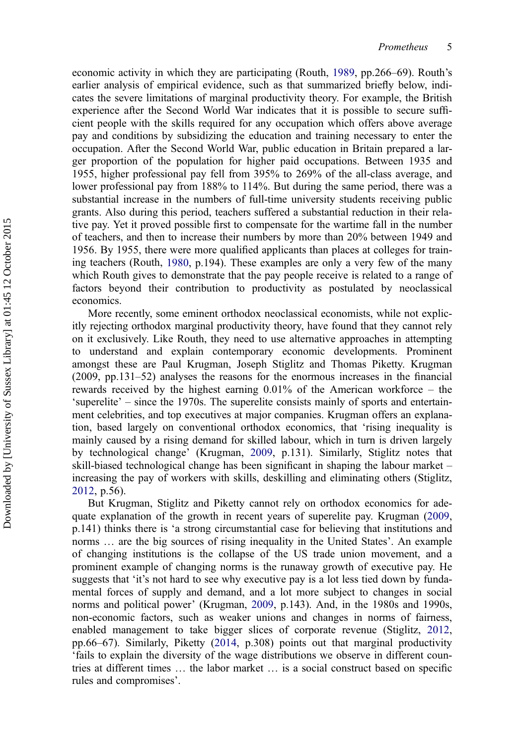economic activity in which they are participating (Routh, 1989, pp.266–69). Routh's earlier analysis of empirical evidence, such as that summarized briefly below, indicates the severe limitations of marginal productivity theory. For example, the British experience after the Second World War indicates that it is possible to secure sufficient people with the skills required for any occupation which offers above average pay and conditions by subsidizing the education and training necessary to enter the occupation. After the Second World War, public education in Britain prepared a larger proportion of the population for higher paid occupations. Between 1935 and 1955, higher professional pay fell from 395% to 269% of the all-class average, and lower professional pay from 188% to 114%. But during the same period, there was a substantial increase in the numbers of full-time university students receiving public grants. Also during this period, teachers suffered a substantial reduction in their relative pay. Yet it proved possible first to compensate for the wartime fall in the number of teachers, and then to increase their numbers by more than 20% between 1949 and 1956. By 1955, there were more qualified applicants than places at colleges for training teachers (Routh, 1980, p.194). These examples are only a very few of the many which Routh gives to demonstrate that the pay people receive is related to a range of factors beyond their contribution to productivity as postulated by neoclassical economics.

More recently, some eminent orthodox neoclassical economists, while not explicitly rejecting orthodox marginal productivity theory, have found that they cannot rely on it exclusively. Like Routh, they need to use alternative approaches in attempting to understand and explain contemporary economic developments. Prominent amongst these are Paul Krugman, Joseph Stiglitz and Thomas Piketty. Krugman (2009, pp.131–52) analyses the reasons for the enormous increases in the financial rewards received by the highest earning 0.01% of the American workforce – the 'superelite' – since the 1970s. The superelite consists mainly of sports and entertainment celebrities, and top executives at major companies. Krugman offers an explanation, based largely on conventional orthodox economics, that 'rising inequality is mainly caused by a rising demand for skilled labour, which in turn is driven largely by technological change' (Krugman, 2009, p.131). Similarly, Stiglitz notes that skill-biased technological change has been significant in shaping the labour market – increasing the pay of workers with skills, deskilling and eliminating others (Stiglitz, 2012, p.56).

But Krugman, Stiglitz and Piketty cannot rely on orthodox economics for adequate explanation of the growth in recent years of superelite pay. Krugman (2009, p.141) thinks there is 'a strong circumstantial case for believing that institutions and norms … are the big sources of rising inequality in the United States'. An example of changing institutions is the collapse of the US trade union movement, and a prominent example of changing norms is the runaway growth of executive pay. He suggests that 'it's not hard to see why executive pay is a lot less tied down by fundamental forces of supply and demand, and a lot more subject to changes in social norms and political power' (Krugman, 2009, p.143). And, in the 1980s and 1990s, non-economic factors, such as weaker unions and changes in norms of fairness, enabled management to take bigger slices of corporate revenue (Stiglitz, 2012, pp.66–67). Similarly, Piketty (2014, p.308) points out that marginal productivity 'fails to explain the diversity of the wage distributions we observe in different countries at different times … the labor market … is a social construct based on specific rules and compromises'.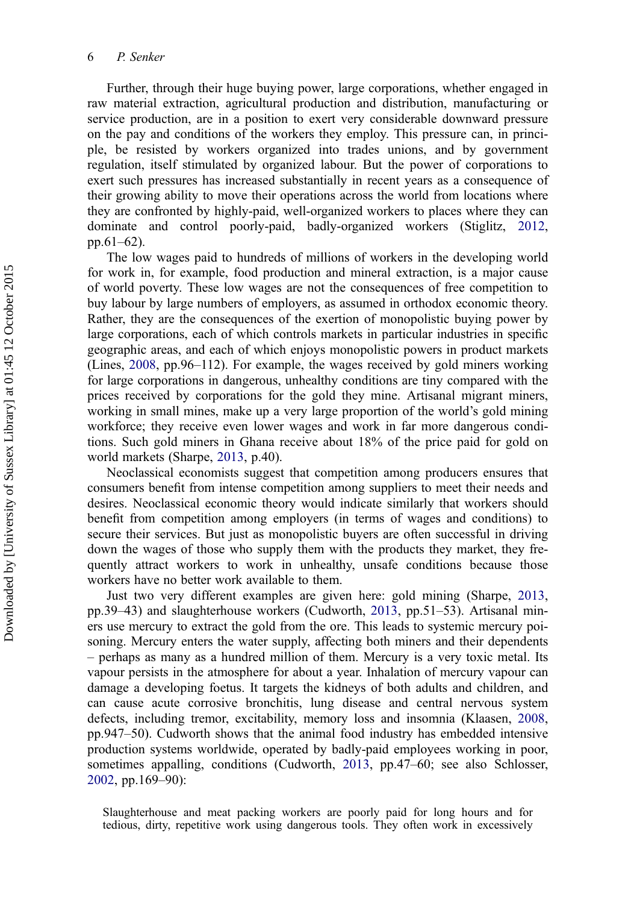Further, through their huge buying power, large corporations, whether engaged in raw material extraction, agricultural production and distribution, manufacturing or service production, are in a position to exert very considerable downward pressure on the pay and conditions of the workers they employ. This pressure can, in principle, be resisted by workers organized into trades unions, and by government regulation, itself stimulated by organized labour. But the power of corporations to exert such pressures has increased substantially in recent years as a consequence of their growing ability to move their operations across the world from locations where they are confronted by highly-paid, well-organized workers to places where they can dominate and control poorly-paid, badly-organized workers (Stiglitz, 2012, pp.61–62).

The low wages paid to hundreds of millions of workers in the developing world for work in, for example, food production and mineral extraction, is a major cause of world poverty. These low wages are not the consequences of free competition to buy labour by large numbers of employers, as assumed in orthodox economic theory. Rather, they are the consequences of the exertion of monopolistic buying power by large corporations, each of which controls markets in particular industries in specific geographic areas, and each of which enjoys monopolistic powers in product markets (Lines, 2008, pp.96–112). For example, the wages received by gold miners working for large corporations in dangerous, unhealthy conditions are tiny compared with the prices received by corporations for the gold they mine. Artisanal migrant miners, working in small mines, make up a very large proportion of the world's gold mining workforce; they receive even lower wages and work in far more dangerous conditions. Such gold miners in Ghana receive about 18% of the price paid for gold on world markets (Sharpe, 2013, p.40).

Neoclassical economists suggest that competition among producers ensures that consumers benefit from intense competition among suppliers to meet their needs and desires. Neoclassical economic theory would indicate similarly that workers should benefit from competition among employers (in terms of wages and conditions) to secure their services. But just as monopolistic buyers are often successful in driving down the wages of those who supply them with the products they market, they frequently attract workers to work in unhealthy, unsafe conditions because those workers have no better work available to them.

Just two very different examples are given here: gold mining (Sharpe, 2013, pp.39–43) and slaughterhouse workers (Cudworth, 2013, pp.51–53). Artisanal miners use mercury to extract the gold from the ore. This leads to systemic mercury poisoning. Mercury enters the water supply, affecting both miners and their dependents – perhaps as many as a hundred million of them. Mercury is a very toxic metal. Its vapour persists in the atmosphere for about a year. Inhalation of mercury vapour can damage a developing foetus. It targets the kidneys of both adults and children, and can cause acute corrosive bronchitis, lung disease and central nervous system defects, including tremor, excitability, memory loss and insomnia (Klaasen, 2008, pp.947–50). Cudworth shows that the animal food industry has embedded intensive production systems worldwide, operated by badly-paid employees working in poor, sometimes appalling, conditions (Cudworth, 2013, pp.47–60; see also Schlosser, 2002, pp.169–90):

> Slaughterhouse and meat packing workers are poorly paid for long hours and for tedious, dirty, repetitive work using dangerous tools. They often work in excessively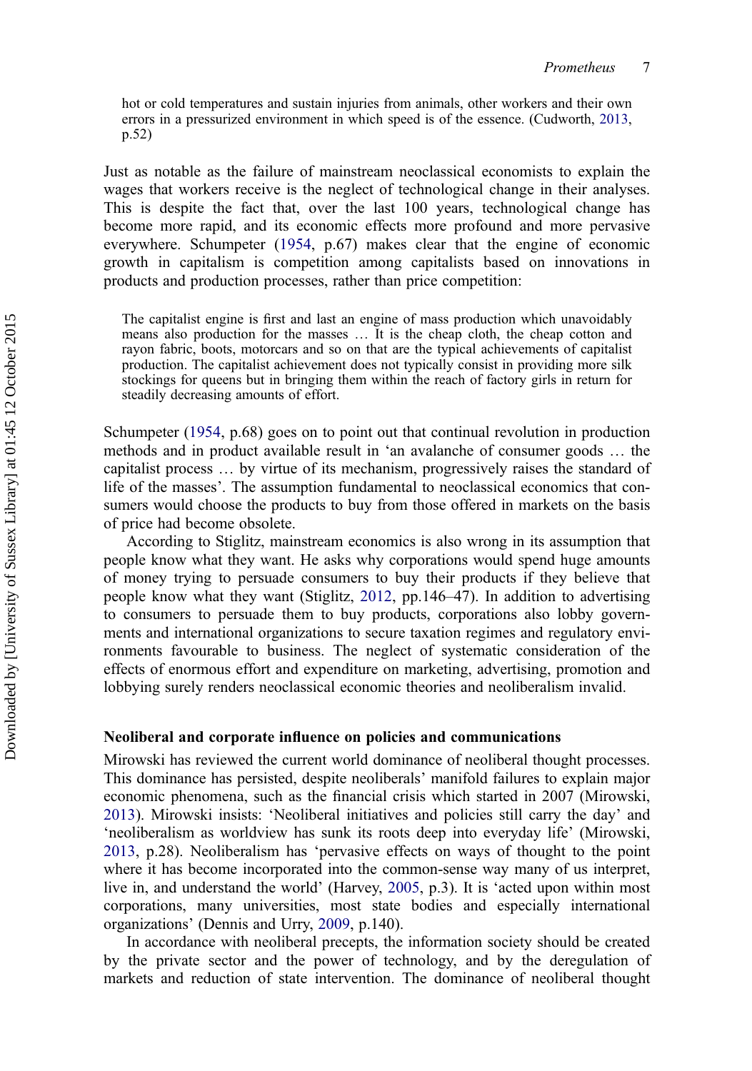> hot or cold temperatures and sustain injuries from animals, other workers and their own errors in a pressurized environment in which speed is of the essence. (Cudworth, 2013, p.52)

Just as notable as the failure of mainstream neoclassical economists to explain the wages that workers receive is the neglect of technological change in their analyses. This is despite the fact that, over the last 100 years, technological change has become more rapid, and its economic effects more profound and more pervasive everywhere. Schumpeter (1954, p.67) makes clear that the engine of economic growth in capitalism is competition among capitalists based on innovations in products and production processes, rather than price competition:

> The capitalist engine is first and last an engine of mass production which unavoidably means also production for the masses … It is the cheap cloth, the cheap cotton and rayon fabric, boots, motorcars and so on that are the typical achievements of capitalist production. The capitalist achievement does not typically consist in providing more silk stockings for queens but in bringing them within the reach of factory girls in return for steadily decreasing amounts of effort.

Schumpeter (1954, p.68) goes on to point out that continual revolution in production methods and in product available result in 'an avalanche of consumer goods … the capitalist process … by virtue of its mechanism, progressively raises the standard of life of the masses'. The assumption fundamental to neoclassical economics that consumers would choose the products to buy from those offered in markets on the basis of price had become obsolete.

According to Stiglitz, mainstream economics is also wrong in its assumption that people know what they want. He asks why corporations would spend huge amounts of money trying to persuade consumers to buy their products if they believe that people know what they want (Stiglitz, 2012, pp.146–47). In addition to advertising to consumers to persuade them to buy products, corporations also lobby governments and international organizations to secure taxation regimes and regulatory environments favourable to business. The neglect of systematic consideration of the effects of enormous effort and expenditure on marketing, advertising, promotion and lobbying surely renders neoclassical economic theories and neoliberalism invalid.

## Neoliberal and corporate influence on policies and communications

Mirowski has reviewed the current world dominance of neoliberal thought processes. This dominance has persisted, despite neoliberals' manifold failures to explain major economic phenomena, such as the financial crisis which started in 2007 (Mirowski, 2013). Mirowski insists: 'Neoliberal initiatives and policies still carry the day' and 'neoliberalism as worldview has sunk its roots deep into everyday life' (Mirowski, 2013, p.28). Neoliberalism has 'pervasive effects on ways of thought to the point where it has become incorporated into the common-sense way many of us interpret, live in, and understand the world' (Harvey, 2005, p.3). It is 'acted upon within most corporations, many universities, most state bodies and especially international organizations' (Dennis and Urry, 2009, p.140).

In accordance with neoliberal precepts, the information society should be created by the private sector and the power of technology, and by the deregulation of markets and reduction of state intervention. The dominance of neoliberal thought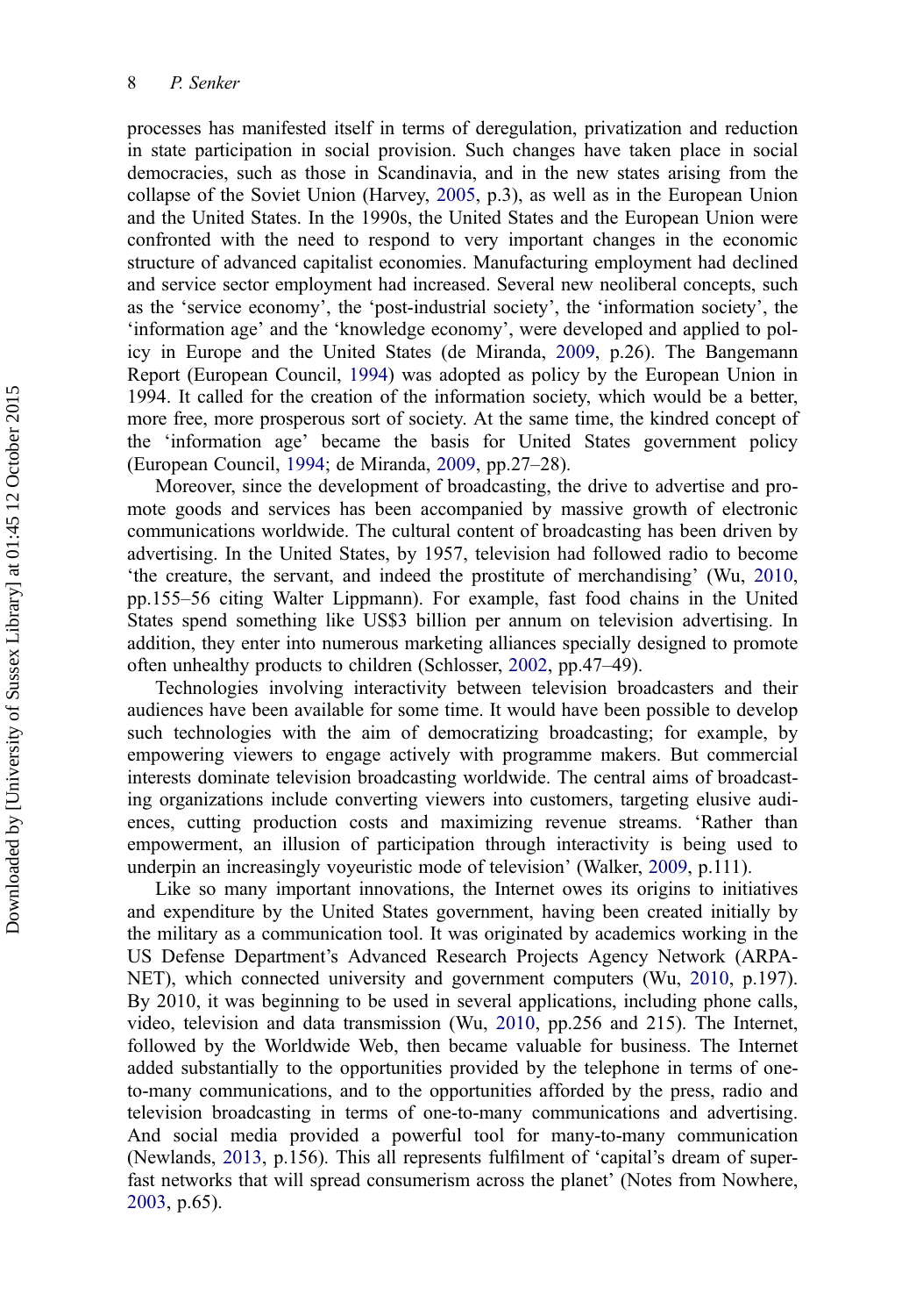processes has manifested itself in terms of deregulation, privatization and reduction in state participation in social provision. Such changes have taken place in social democracies, such as those in Scandinavia, and in the new states arising from the collapse of the Soviet Union (Harvey, 2005, p.3), as well as in the European Union and the United States. In the 1990s, the United States and the European Union were confronted with the need to respond to very important changes in the economic structure of advanced capitalist economies. Manufacturing employment had declined and service sector employment had increased. Several new neoliberal concepts, such as the 'service economy', the 'post-industrial society', the 'information society', the 'information age' and the 'knowledge economy', were developed and applied to policy in Europe and the United States (de Miranda, 2009, p.26). The Bangemann Report (European Council, 1994) was adopted as policy by the European Union in 1994. It called for the creation of the information society, which would be a better, more free, more prosperous sort of society. At the same time, the kindred concept of the 'information age' became the basis for United States government policy (European Council, 1994; de Miranda, 2009, pp.27–28).

Moreover, since the development of broadcasting, the drive to advertise and promote goods and services has been accompanied by massive growth of electronic communications worldwide. The cultural content of broadcasting has been driven by advertising. In the United States, by 1957, television had followed radio to become 'the creature, the servant, and indeed the prostitute of merchandising' (Wu, 2010, pp.155–56 citing Walter Lippmann). For example, fast food chains in the United States spend something like US$3 billion per annum on television advertising. In addition, they enter into numerous marketing alliances specially designed to promote often unhealthy products to children (Schlosser, 2002, pp.47–49).

Technologies involving interactivity between television broadcasters and their audiences have been available for some time. It would have been possible to develop such technologies with the aim of democratizing broadcasting; for example, by empowering viewers to engage actively with programme makers. But commercial interests dominate television broadcasting worldwide. The central aims of broadcasting organizations include converting viewers into customers, targeting elusive audiences, cutting production costs and maximizing revenue streams. 'Rather than empowerment, an illusion of participation through interactivity is being used to underpin an increasingly voyeuristic mode of television' (Walker, 2009, p.111).

Like so many important innovations, the Internet owes its origins to initiatives and expenditure by the United States government, having been created initially by the military as a communication tool. It was originated by academics working in the US Defense Department's Advanced Research Projects Agency Network (ARPANET), which connected university and government computers (Wu, 2010, p.197). By 2010, it was beginning to be used in several applications, including phone calls, video, television and data transmission (Wu, 2010, pp.256 and 215). The Internet, followed by the Worldwide Web, then became valuable for business. The Internet added substantially to the opportunities provided by the telephone in terms of one-to-many communications, and to the opportunities afforded by the press, radio and television broadcasting in terms of one-to-many communications and advertising. And social media provided a powerful tool for many-to-many communication (Newlands, 2013, p.156). This all represents fulfilment of 'capital's dream of superfast networks that will spread consumerism across the planet' (Notes from Nowhere, 2003, p.65).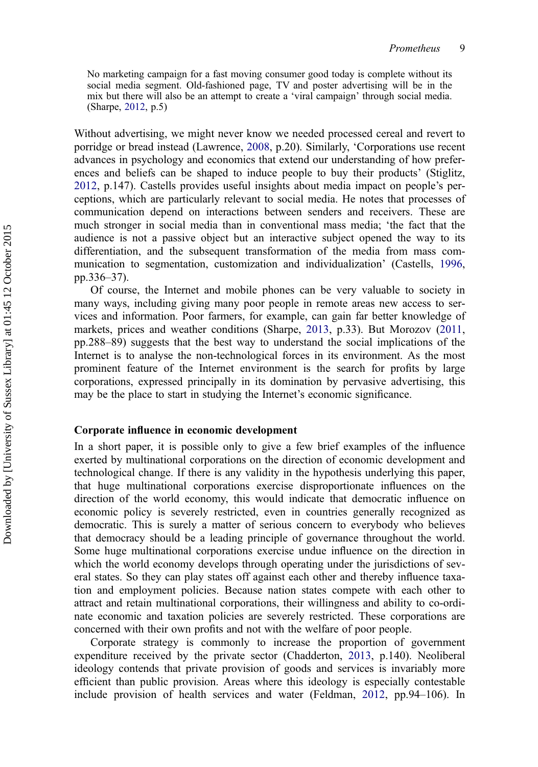> No marketing campaign for a fast moving consumer good today is complete without its social media segment. Old-fashioned page, TV and poster advertising will be in the mix but there will also be an attempt to create a 'viral campaign' through social media. (Sharpe, 2012, p.5)

Without advertising, we might never know we needed processed cereal and revert to porridge or bread instead (Lawrence, 2008, p.20). Similarly, 'Corporations use recent advances in psychology and economics that extend our understanding of how preferences and beliefs can be shaped to induce people to buy their products' (Stiglitz, 2012, p.147). Castells provides useful insights about media impact on people's perceptions, which are particularly relevant to social media. He notes that processes of communication depend on interactions between senders and receivers. These are much stronger in social media than in conventional mass media; 'the fact that the audience is not a passive object but an interactive subject opened the way to its differentiation, and the subsequent transformation of the media from mass communication to segmentation, customization and individualization' (Castells, 1996, pp.336–37).

Of course, the Internet and mobile phones can be very valuable to society in many ways, including giving many poor people in remote areas new access to services and information. Poor farmers, for example, can gain far better knowledge of markets, prices and weather conditions (Sharpe, 2013, p.33). But Morozov (2011, pp.288–89) suggests that the best way to understand the social implications of the Internet is to analyse the non-technological forces in its environment. As the most prominent feature of the Internet environment is the search for profits by large corporations, expressed principally in its domination by pervasive advertising, this may be the place to start in studying the Internet's economic significance.

## Corporate influence in economic development

In a short paper, it is possible only to give a few brief examples of the influence exerted by multinational corporations on the direction of economic development and technological change. If there is any validity in the hypothesis underlying this paper, that huge multinational corporations exercise disproportionate influences on the direction of the world economy, this would indicate that democratic influence on economic policy is severely restricted, even in countries generally recognized as democratic. This is surely a matter of serious concern to everybody who believes that democracy should be a leading principle of governance throughout the world. Some huge multinational corporations exercise undue influence on the direction in which the world economy develops through operating under the jurisdictions of several states. So they can play states off against each other and thereby influence taxation and employment policies. Because nation states compete with each other to attract and retain multinational corporations, their willingness and ability to co-ordinate economic and taxation policies are severely restricted. These corporations are concerned with their own profits and not with the welfare of poor people.

Corporate strategy is commonly to increase the proportion of government expenditure received by the private sector (Chadderton, 2013, p.140). Neoliberal ideology contends that private provision of goods and services is invariably more efficient than public provision. Areas where this ideology is especially contestable include provision of health services and water (Feldman, 2012, pp.94–106). In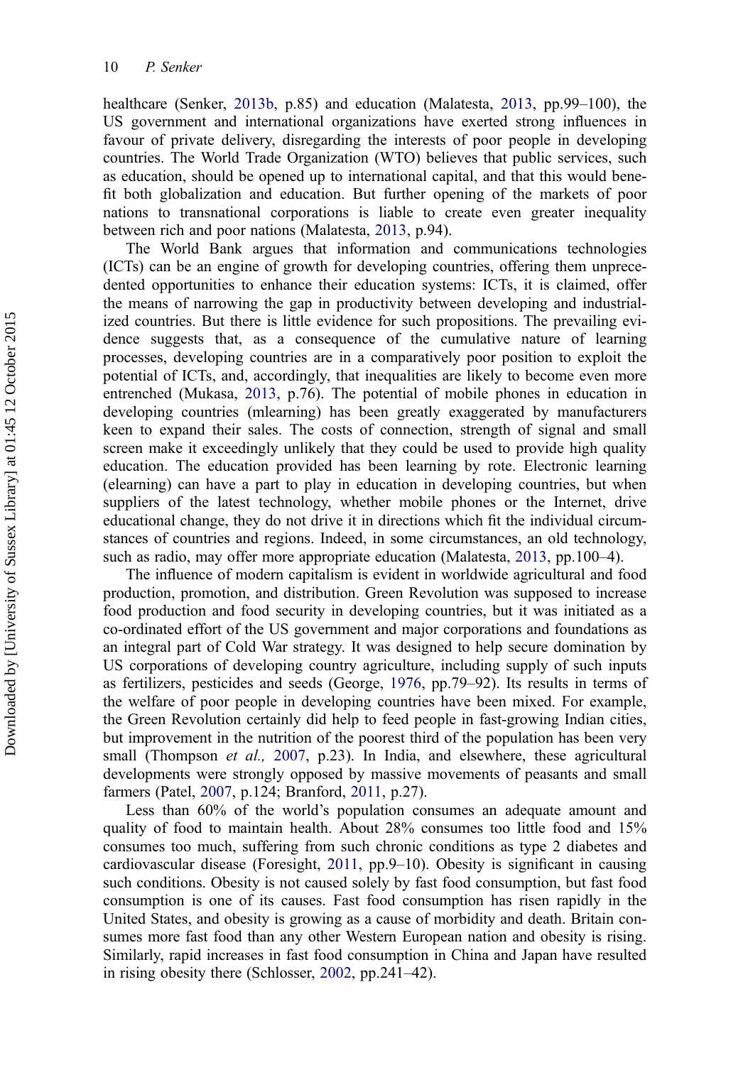healthcare (Senker, 2013b, p.85) and education (Malatesta, 2013, pp.99–100), the US government and international organizations have exerted strong influences in favour of private delivery, disregarding the interests of poor people in developing countries. The World Trade Organization (WTO) believes that public services, such as education, should be opened up to international capital, and that this would benefit both globalization and education. But further opening of the markets of poor nations to transnational corporations is liable to create even greater inequality between rich and poor nations (Malatesta, 2013, p.94).

The World Bank argues that information and communications technologies (ICTs) can be an engine of growth for developing countries, offering them unprecedented opportunities to enhance their education systems: ICTs, it is claimed, offer the means of narrowing the gap in productivity between developing and industrialized countries. But there is little evidence for such propositions. The prevailing evidence suggests that, as a consequence of the cumulative nature of learning processes, developing countries are in a comparatively poor position to exploit the potential of ICTs, and, accordingly, that inequalities are likely to become even more entrenched (Mukasa, 2013, p.76). The potential of mobile phones in education in developing countries (mlearning) has been greatly exaggerated by manufacturers keen to expand their sales. The costs of connection, strength of signal and small screen make it exceedingly unlikely that they could be used to provide high quality education. The education provided has been learning by rote. Electronic learning (elearning) can have a part to play in education in developing countries, but when suppliers of the latest technology, whether mobile phones or the Internet, drive educational change, they do not drive it in directions which fit the individual circumstances of countries and regions. Indeed, in some circumstances, an old technology, such as radio, may offer more appropriate education (Malatesta, 2013, pp.100–4).

The influence of modern capitalism is evident in worldwide agricultural and food production, promotion, and distribution. Green Revolution was supposed to increase food production and food security in developing countries, but it was initiated as a co-ordinated effort of the US government and major corporations and foundations as an integral part of Cold War strategy. It was designed to help secure domination by US corporations of developing country agriculture, including supply of such inputs as fertilizers, pesticides and seeds (George, 1976, pp.79–92). Its results in terms of the welfare of poor people in developing countries have been mixed. For example, the Green Revolution certainly did help to feed people in fast-growing Indian cities, but improvement in the nutrition of the poorest third of the population has been very small (Thompson *et al.,* 2007, p.23). In India, and elsewhere, these agricultural developments were strongly opposed by massive movements of peasants and small farmers (Patel, 2007, p.124; Branford, 2011, p.27).

Less than 60% of the world's population consumes an adequate amount and quality of food to maintain health. About 28% consumes too little food and 15% consumes too much, suffering from such chronic conditions as type 2 diabetes and cardiovascular disease (Foresight, 2011, pp.9–10). Obesity is significant in causing such conditions. Obesity is not caused solely by fast food consumption, but fast food consumption is one of its causes. Fast food consumption has risen rapidly in the United States, and obesity is growing as a cause of morbidity and death. Britain consumes more fast food than any other Western European nation and obesity is rising. Similarly, rapid increases in fast food consumption in China and Japan have resulted in rising obesity there (Schlosser, 2002, pp.241–42).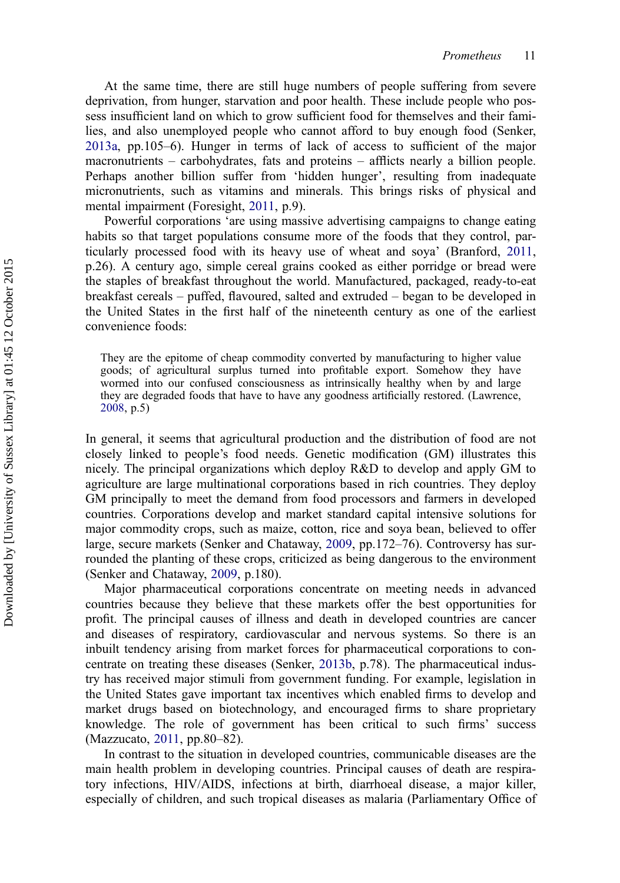At the same time, there are still huge numbers of people suffering from severe deprivation, from hunger, starvation and poor health. These include people who possess insufficient land on which to grow sufficient food for themselves and their families, and also unemployed people who cannot afford to buy enough food (Senker, 2013a, pp.105–6). Hunger in terms of lack of access to sufficient of the major macronutrients – carbohydrates, fats and proteins – afflicts nearly a billion people. Perhaps another billion suffer from 'hidden hunger', resulting from inadequate micronutrients, such as vitamins and minerals. This brings risks of physical and mental impairment (Foresight, 2011, p.9).

Powerful corporations 'are using massive advertising campaigns to change eating habits so that target populations consume more of the foods that they control, particularly processed food with its heavy use of wheat and soya' (Branford, 2011, p.26). A century ago, simple cereal grains cooked as either porridge or bread were the staples of breakfast throughout the world. Manufactured, packaged, ready-to-eat breakfast cereals – puffed, flavoured, salted and extruded – began to be developed in the United States in the first half of the nineteenth century as one of the earliest convenience foods:

> They are the epitome of cheap commodity converted by manufacturing to higher value goods; of agricultural surplus turned into profitable export. Somehow they have wormed into our confused consciousness as intrinsically healthy when by and large they are degraded foods that have to have any goodness artificially restored. (Lawrence, 2008, p.5)

In general, it seems that agricultural production and the distribution of food are not closely linked to people's food needs. Genetic modification (GM) illustrates this nicely. The principal organizations which deploy R&D to develop and apply GM to agriculture are large multinational corporations based in rich countries. They deploy GM principally to meet the demand from food processors and farmers in developed countries. Corporations develop and market standard capital intensive solutions for major commodity crops, such as maize, cotton, rice and soya bean, believed to offer large, secure markets (Senker and Chataway, 2009, pp.172–76). Controversy has surrounded the planting of these crops, criticized as being dangerous to the environment (Senker and Chataway, 2009, p.180).

Major pharmaceutical corporations concentrate on meeting needs in advanced countries because they believe that these markets offer the best opportunities for profit. The principal causes of illness and death in developed countries are cancer and diseases of respiratory, cardiovascular and nervous systems. So there is an inbuilt tendency arising from market forces for pharmaceutical corporations to concentrate on treating these diseases (Senker, 2013b, p.78). The pharmaceutical industry has received major stimuli from government funding. For example, legislation in the United States gave important tax incentives which enabled firms to develop and market drugs based on biotechnology, and encouraged firms to share proprietary knowledge. The role of government has been critical to such firms' success (Mazzucato, 2011, pp.80–82).

In contrast to the situation in developed countries, communicable diseases are the main health problem in developing countries. Principal causes of death are respiratory infections, HIV/AIDS, infections at birth, diarrhoeal disease, a major killer, especially of children, and such tropical diseases as malaria (Parliamentary Office of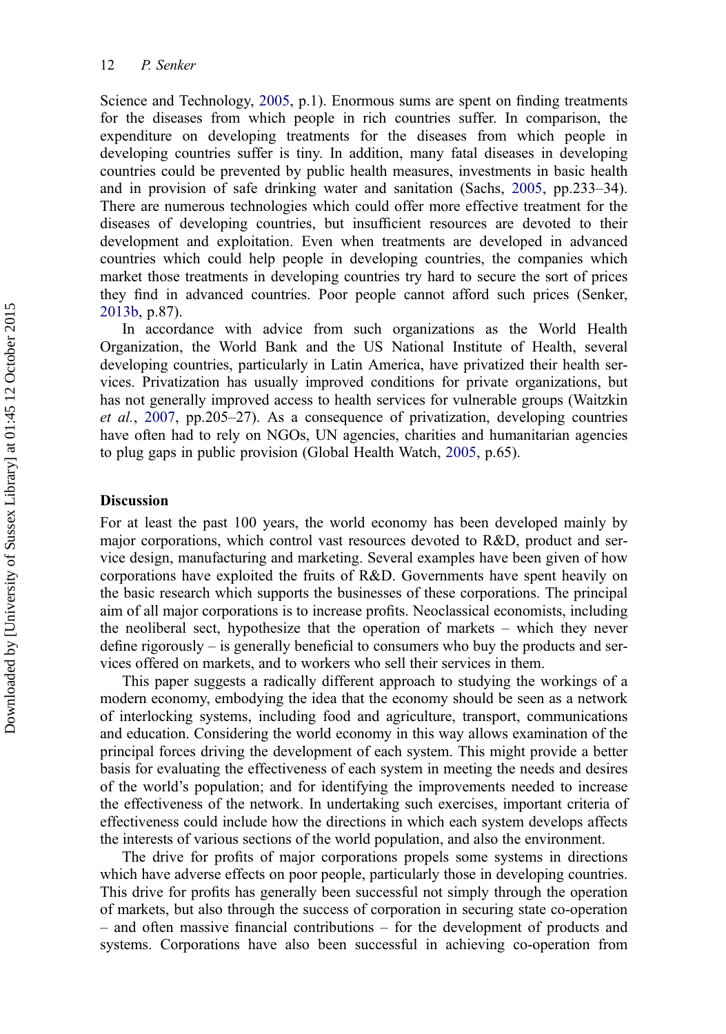Science and Technology, 2005, p.1). Enormous sums are spent on finding treatments for the diseases from which people in rich countries suffer. In comparison, the expenditure on developing treatments for the diseases from which people in developing countries suffer is tiny. In addition, many fatal diseases in developing countries could be prevented by public health measures, investments in basic health and in provision of safe drinking water and sanitation (Sachs, 2005, pp.233–34). There are numerous technologies which could offer more effective treatment for the diseases of developing countries, but insufficient resources are devoted to their development and exploitation. Even when treatments are developed in advanced countries which could help people in developing countries, the companies which market those treatments in developing countries try hard to secure the sort of prices they find in advanced countries. Poor people cannot afford such prices (Senker, 2013b, p.87).

In accordance with advice from such organizations as the World Health Organization, the World Bank and the US National Institute of Health, several developing countries, particularly in Latin America, have privatized their health services. Privatization has usually improved conditions for private organizations, but has not generally improved access to health services for vulnerable groups (Waitzkin *et al.*, 2007, pp.205–27). As a consequence of privatization, developing countries have often had to rely on NGOs, UN agencies, charities and humanitarian agencies to plug gaps in public provision (Global Health Watch, 2005, p.65).

## Discussion

For at least the past 100 years, the world economy has been developed mainly by major corporations, which control vast resources devoted to R&D, product and service design, manufacturing and marketing. Several examples have been given of how corporations have exploited the fruits of R&D. Governments have spent heavily on the basic research which supports the businesses of these corporations. The principal aim of all major corporations is to increase profits. Neoclassical economists, including the neoliberal sect, hypothesize that the operation of markets – which they never define rigorously – is generally beneficial to consumers who buy the products and services offered on markets, and to workers who sell their services in them.

This paper suggests a radically different approach to studying the workings of a modern economy, embodying the idea that the economy should be seen as a network of interlocking systems, including food and agriculture, transport, communications and education. Considering the world economy in this way allows examination of the principal forces driving the development of each system. This might provide a better basis for evaluating the effectiveness of each system in meeting the needs and desires of the world's population; and for identifying the improvements needed to increase the effectiveness of the network. In undertaking such exercises, important criteria of effectiveness could include how the directions in which each system develops affects the interests of various sections of the world population, and also the environment.

The drive for profits of major corporations propels some systems in directions which have adverse effects on poor people, particularly those in developing countries. This drive for profits has generally been successful not simply through the operation of markets, but also through the success of corporation in securing state co-operation – and often massive financial contributions – for the development of products and systems. Corporations have also been successful in achieving co-operation from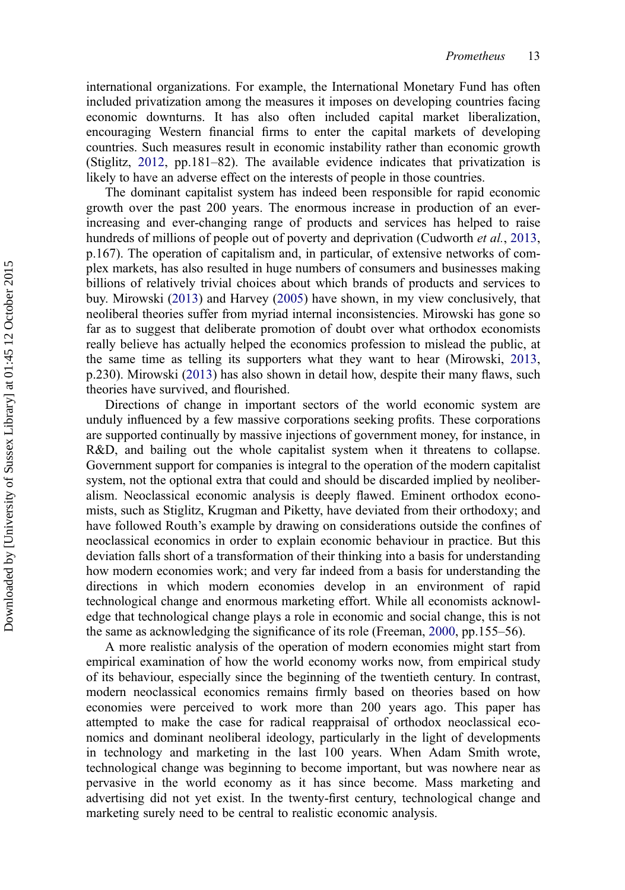international organizations. For example, the International Monetary Fund has often included privatization among the measures it imposes on developing countries facing economic downturns. It has also often included capital market liberalization, encouraging Western financial firms to enter the capital markets of developing countries. Such measures result in economic instability rather than economic growth (Stiglitz, 2012, pp.181–82). The available evidence indicates that privatization is likely to have an adverse effect on the interests of people in those countries.

The dominant capitalist system has indeed been responsible for rapid economic growth over the past 200 years. The enormous increase in production of an ever-increasing and ever-changing range of products and services has helped to raise hundreds of millions of people out of poverty and deprivation (Cudworth *et al.*, 2013, p.167). The operation of capitalism and, in particular, of extensive networks of complex markets, has also resulted in huge numbers of consumers and businesses making billions of relatively trivial choices about which brands of products and services to buy. Mirowski (2013) and Harvey (2005) have shown, in my view conclusively, that neoliberal theories suffer from myriad internal inconsistencies. Mirowski has gone so far as to suggest that deliberate promotion of doubt over what orthodox economists really believe has actually helped the economics profession to mislead the public, at the same time as telling its supporters what they want to hear (Mirowski, 2013, p.230). Mirowski (2013) has also shown in detail how, despite their many flaws, such theories have survived, and flourished.

Directions of change in important sectors of the world economic system are unduly influenced by a few massive corporations seeking profits. These corporations are supported continually by massive injections of government money, for instance, in R&D, and bailing out the whole capitalist system when it threatens to collapse. Government support for companies is integral to the operation of the modern capitalist system, not the optional extra that could and should be discarded implied by neoliberalism. Neoclassical economic analysis is deeply flawed. Eminent orthodox economists, such as Stiglitz, Krugman and Piketty, have deviated from their orthodoxy; and have followed Routh's example by drawing on considerations outside the confines of neoclassical economics in order to explain economic behaviour in practice. But this deviation falls short of a transformation of their thinking into a basis for understanding how modern economies work; and very far indeed from a basis for understanding the directions in which modern economies develop in an environment of rapid technological change and enormous marketing effort. While all economists acknowledge that technological change plays a role in economic and social change, this is not the same as acknowledging the significance of its role (Freeman, 2000, pp.155–56).

A more realistic analysis of the operation of modern economies might start from empirical examination of how the world economy works now, from empirical study of its behaviour, especially since the beginning of the twentieth century. In contrast, modern neoclassical economics remains firmly based on theories based on how economies were perceived to work more than 200 years ago. This paper has attempted to make the case for radical reappraisal of orthodox neoclassical economics and dominant neoliberal ideology, particularly in the light of developments in technology and marketing in the last 100 years. When Adam Smith wrote, technological change was beginning to become important, but was nowhere near as pervasive in the world economy as it has since become. Mass marketing and advertising did not yet exist. In the twenty-first century, technological change and marketing surely need to be central to realistic economic analysis.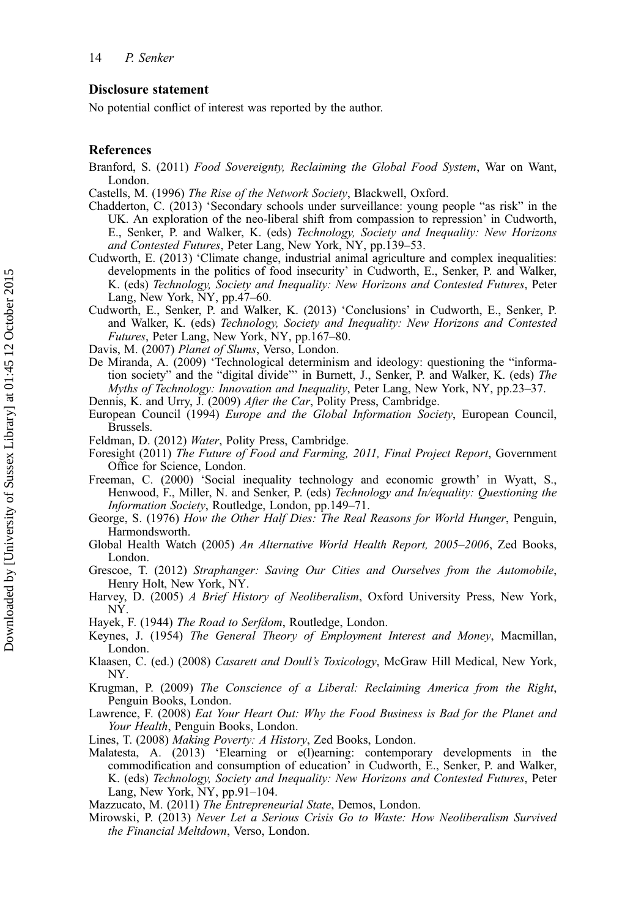## Disclosure statement

No potential conflict of interest was reported by the author.

## References

Branford, S. (2011) *Food Sovereignty, Reclaiming the Global Food System*, War on Want, London.

Castells, M. (1996) *The Rise of the Network Society*, Blackwell, Oxford.

Chadderton, C. (2013) 'Secondary schools under surveillance: young people "as risk" in the UK. An exploration of the neo-liberal shift from compassion to repression' in Cudworth, E., Senker, P. and Walker, K. (eds) *Technology, Society and Inequality: New Horizons and Contested Futures*, Peter Lang, New York, NY, pp.139–53.

Cudworth, E. (2013) 'Climate change, industrial animal agriculture and complex inequalities: developments in the politics of food insecurity' in Cudworth, E., Senker, P. and Walker, K. (eds) *Technology, Society and Inequality: New Horizons and Contested Futures*, Peter Lang, New York, NY, pp.47–60.

Cudworth, E., Senker, P. and Walker, K. (2013) 'Conclusions' in Cudworth, E., Senker, P. and Walker, K. (eds) *Technology, Society and Inequality: New Horizons and Contested Futures*, Peter Lang, New York, NY, pp.167–80.

Davis, M. (2007) *Planet of Slums*, Verso, London.

De Miranda, A. (2009) 'Technological determinism and ideology: questioning the "information society" and the "digital divide"' in Burnett, J., Senker, P. and Walker, K. (eds) *The Myths of Technology: Innovation and Inequality*, Peter Lang, New York, NY, pp.23–37.

Dennis, K. and Urry, J. (2009) *After the Car*, Polity Press, Cambridge.

European Council (1994) *Europe and the Global Information Society*, European Council, Brussels.

Feldman, D. (2012) *Water*, Polity Press, Cambridge.

Foresight (2011) *The Future of Food and Farming, 2011, Final Project Report*, Government Office for Science, London.

Freeman, C. (2000) 'Social inequality technology and economic growth' in Wyatt, S., Henwood, F., Miller, N. and Senker, P. (eds) *Technology and In/equality: Questioning the Information Society*, Routledge, London, pp.149–71.

George, S. (1976) *How the Other Half Dies: The Real Reasons for World Hunger*, Penguin, Harmondsworth.

Global Health Watch (2005) *An Alternative World Health Report, 2005–2006*, Zed Books, London.

Grescoe, T. (2012) *Straphanger: Saving Our Cities and Ourselves from the Automobile*, Henry Holt, New York, NY.

Harvey, D. (2005) *A Brief History of Neoliberalism*, Oxford University Press, New York, NY.

Hayek, F. (1944) *The Road to Serfdom*, Routledge, London.

Keynes, J. (1954) *The General Theory of Employment Interest and Money*, Macmillan, London.

Klaasen, C. (ed.) (2008) *Casarett and Doull's Toxicology*, McGraw Hill Medical, New York, NY.

Krugman, P. (2009) *The Conscience of a Liberal: Reclaiming America from the Right*, Penguin Books, London.

Lawrence, F. (2008) *Eat Your Heart Out: Why the Food Business is Bad for the Planet and Your Health*, Penguin Books, London.

Lines, T. (2008) *Making Poverty: A History*, Zed Books, London.

Malatesta, A. (2013) 'Elearning or e(l)earning: contemporary developments in the commodification and consumption of education' in Cudworth, E., Senker, P. and Walker, K. (eds) *Technology, Society and Inequality: New Horizons and Contested Futures*, Peter Lang, New York, NY, pp.91–104.

Mazzucato, M. (2011) *The Entrepreneurial State*, Demos, London.

Mirowski, P. (2013) *Never Let a Serious Crisis Go to Waste: How Neoliberalism Survived the Financial Meltdown*, Verso, London.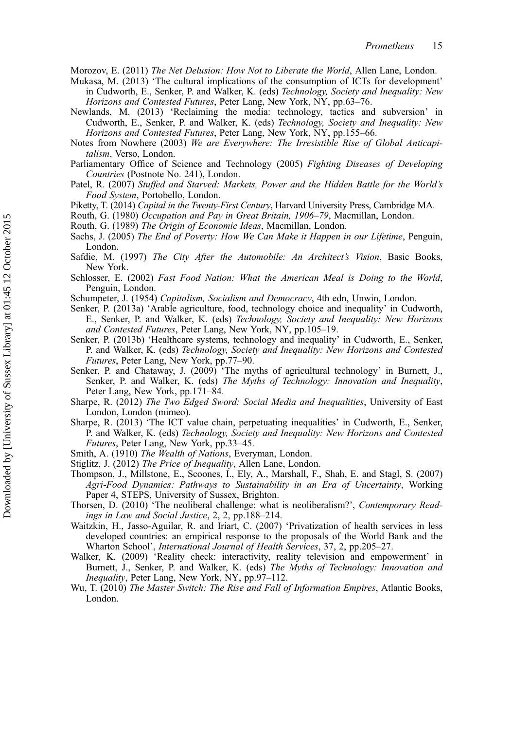Morozov, E. (2011) *The Net Delusion: How Not to Liberate the World*, Allen Lane, London.

Mukasa, M. (2013) 'The cultural implications of the consumption of ICTs for development' in Cudworth, E., Senker, P. and Walker, K. (eds) *Technology, Society and Inequality: New Horizons and Contested Futures*, Peter Lang, New York, NY, pp.63–76.

Newlands, M. (2013) 'Reclaiming the media: technology, tactics and subversion' in Cudworth, E., Senker, P. and Walker, K. (eds) *Technology, Society and Inequality: New Horizons and Contested Futures*, Peter Lang, New York, NY, pp.155–66.

Notes from Nowhere (2003) *We are Everywhere: The Irresistible Rise of Global Anticapitalism*, Verso, London.

Parliamentary Office of Science and Technology (2005) *Fighting Diseases of Developing Countries* (Postnote No. 241), London.

Patel, R. (2007) *Stuffed and Starved: Markets, Power and the Hidden Battle for the World's Food System*, Portobello, London.

Piketty, T. (2014) *Capital in the Twenty-First Century*, Harvard University Press, Cambridge MA.

Routh, G. (1980) *Occupation and Pay in Great Britain, 1906–79*, Macmillan, London.

Routh, G. (1989) *The Origin of Economic Ideas*, Macmillan, London.

Sachs, J. (2005) *The End of Poverty: How We Can Make it Happen in our Lifetime*, Penguin, London.

Safdie, M. (1997) *The City After the Automobile: An Architect's Vision*, Basic Books, New York.

Schlosser, E. (2002) *Fast Food Nation: What the American Meal is Doing to the World*, Penguin, London.

Schumpeter, J. (1954) *Capitalism, Socialism and Democracy*, 4th edn, Unwin, London.

Senker, P. (2013a) 'Arable agriculture, food, technology choice and inequality' in Cudworth, E., Senker, P. and Walker, K. (eds) *Technology, Society and Inequality: New Horizons and Contested Futures*, Peter Lang, New York, NY, pp.105–19.

Senker, P. (2013b) 'Healthcare systems, technology and inequality' in Cudworth, E., Senker, P. and Walker, K. (eds) *Technology, Society and Inequality: New Horizons and Contested Futures*, Peter Lang, New York, pp.77–90.

Senker, P. and Chataway, J. (2009) 'The myths of agricultural technology' in Burnett, J., Senker, P. and Walker, K. (eds) *The Myths of Technology: Innovation and Inequality*, Peter Lang, New York, pp.171–84.

Sharpe, R. (2012) *The Two Edged Sword: Social Media and Inequalities*, University of East London, London (mimeo).

Sharpe, R. (2013) 'The ICT value chain, perpetuating inequalities' in Cudworth, E., Senker, P. and Walker, K. (eds) *Technology, Society and Inequality: New Horizons and Contested Futures*, Peter Lang, New York, pp.33–45.

Smith, A. (1910) *The Wealth of Nations*, Everyman, London.

Stiglitz, J. (2012) *The Price of Inequality*, Allen Lane, London.

Thompson, J., Millstone, E., Scoones, I., Ely, A., Marshall, F., Shah, E. and Stagl, S. (2007) *Agri-Food Dynamics: Pathways to Sustainability in an Era of Uncertainty*, Working Paper 4, STEPS, University of Sussex, Brighton.

Thorsen, D. (2010) 'The neoliberal challenge: what is neoliberalism?', *Contemporary Readings in Law and Social Justice*, 2, 2, pp.188–214.

Waitzkin, H., Jasso-Aguilar, R. and Iriart, C. (2007) 'Privatization of health services in less developed countries: an empirical response to the proposals of the World Bank and the Wharton School', *International Journal of Health Services*, 37, 2, pp.205–27.

Walker, K. (2009) 'Reality check: interactivity, reality television and empowerment' in Burnett, J., Senker, P. and Walker, K. (eds) *The Myths of Technology: Innovation and Inequality*, Peter Lang, New York, NY, pp.97–112.

Wu, T. (2010) *The Master Switch: The Rise and Fall of Information Empires*, Atlantic Books, London.